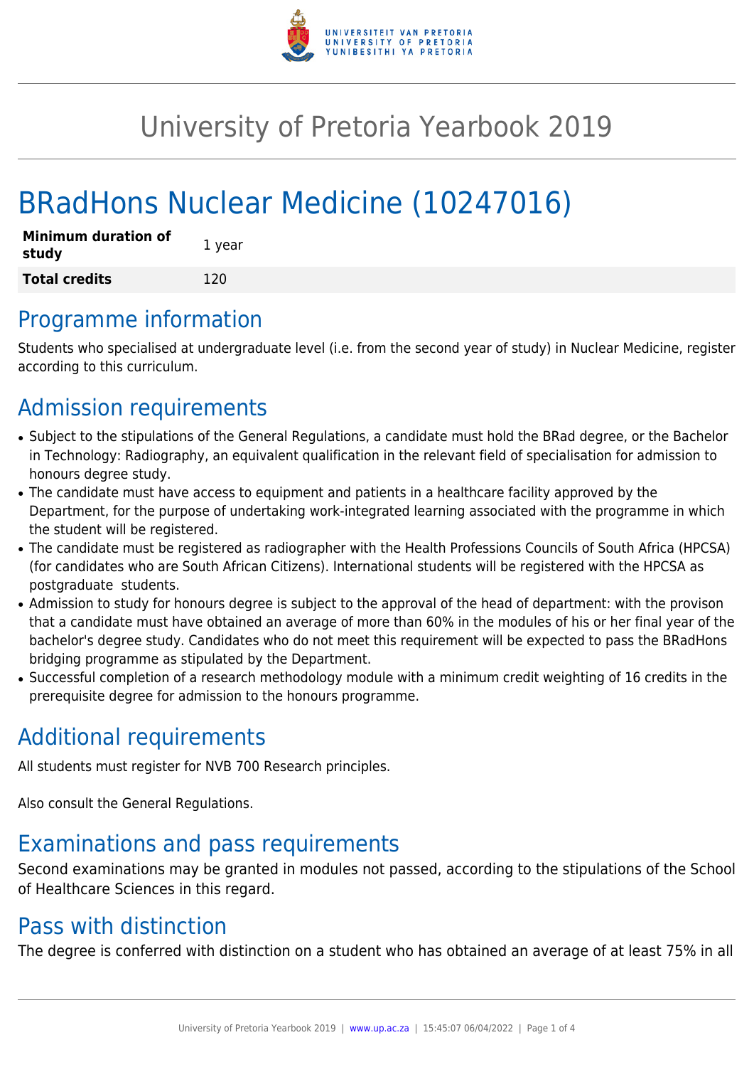# University of Pretoria Yearbook 2019

# BRadHons Nuclear Medicine (10247016)

| | |
|---|---|
| **Minimum duration of study** | 1 year |
| **Total credits** | 120 |

## Programme information

Students who specialised at undergraduate level (i.e. from the second year of study) in Nuclear Medicine, register according to this curriculum.

## Admission requirements

- Subject to the stipulations of the General Regulations, a candidate must hold the BRad degree, or the Bachelor in Technology: Radiography, an equivalent qualification in the relevant field of specialisation for admission to honours degree study.
- The candidate must have access to equipment and patients in a healthcare facility approved by the Department, for the purpose of undertaking work-integrated learning associated with the programme in which the student will be registered.
- The candidate must be registered as radiographer with the Health Professions Councils of South Africa (HPCSA) (for candidates who are South African Citizens). International students will be registered with the HPCSA as postgraduate students.
- Admission to study for honours degree is subject to the approval of the head of department: with the provison that a candidate must have obtained an average of more than 60% in the modules of his or her final year of the bachelor's degree study. Candidates who do not meet this requirement will be expected to pass the BRadHons bridging programme as stipulated by the Department.
- Successful completion of a research methodology module with a minimum credit weighting of 16 credits in the prerequisite degree for admission to the honours programme.

## Additional requirements

All students must register for NVB 700 Research principles.

Also consult the General Regulations.

## Examinations and pass requirements

Second examinations may be granted in modules not passed, according to the stipulations of the School of Healthcare Sciences in this regard.

## Pass with distinction

The degree is conferred with distinction on a student who has obtained an average of at least 75% in all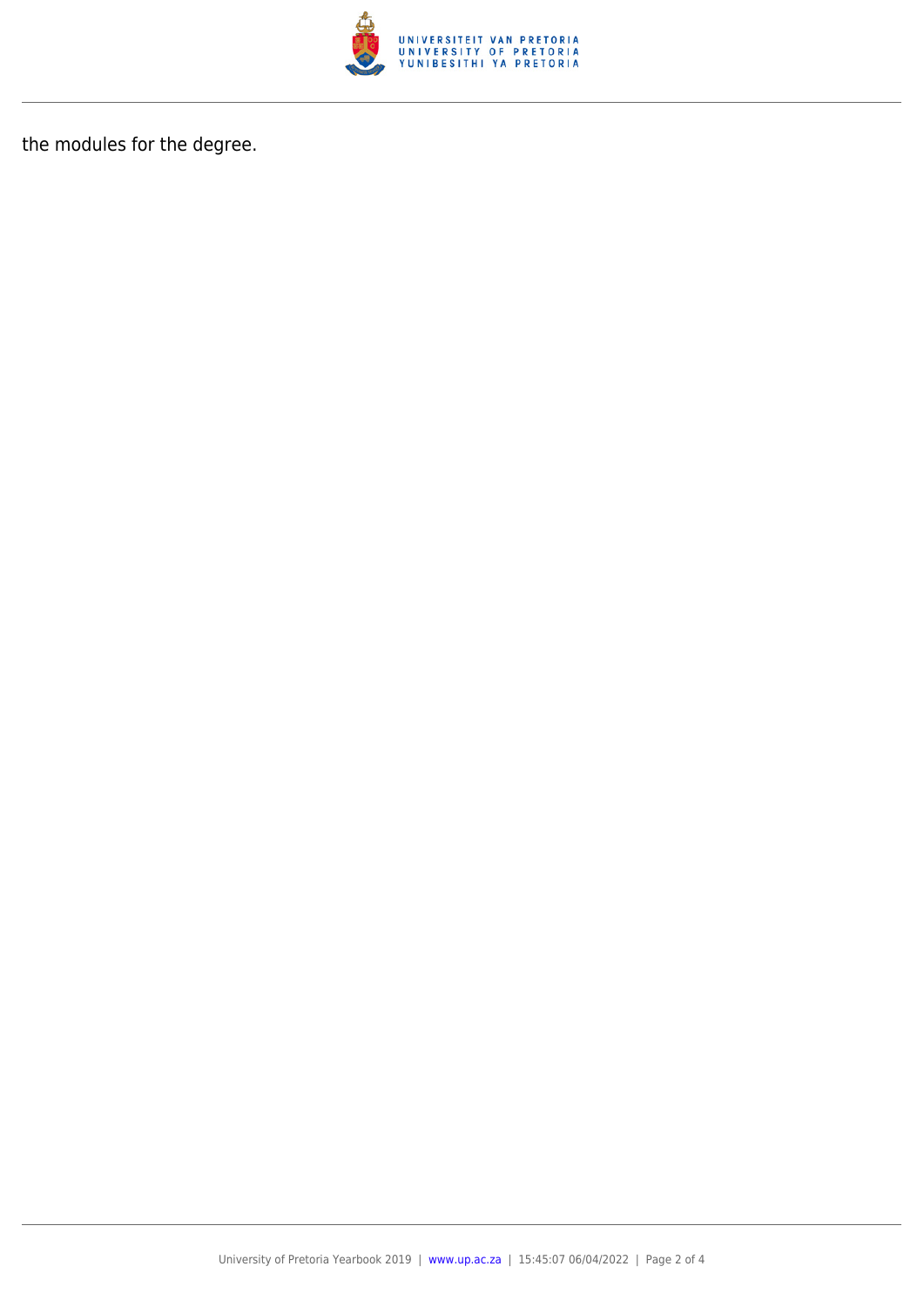the modules for the degree.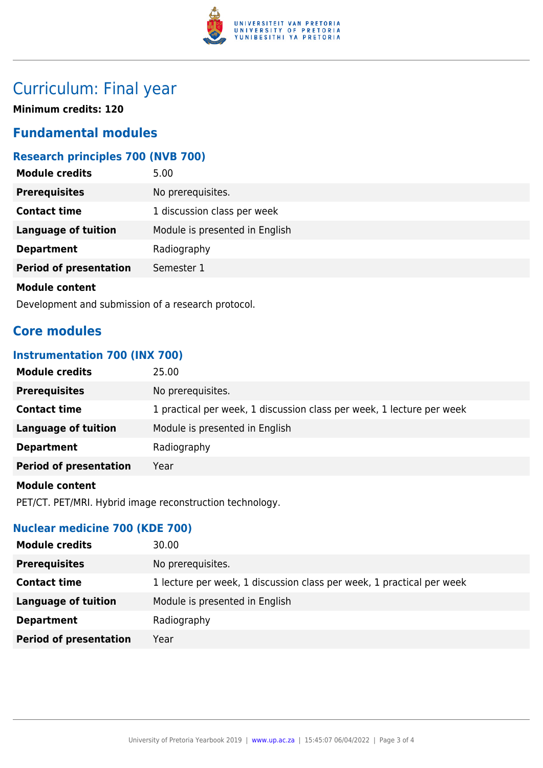# Curriculum: Final year

**Minimum credits: 120**

## Fundamental modules

### Research principles 700 (NVB 700)

| | |
|---|---|
| **Module credits** | 5.00 |
| **Prerequisites** | No prerequisites. |
| **Contact time** | 1 discussion class per week |
| **Language of tuition** | Module is presented in English |
| **Department** | Radiography |
| **Period of presentation** | Semester 1 |

**Module content**

Development and submission of a research protocol.

## Core modules

### Instrumentation 700 (INX 700)

| | |
|---|---|
| **Module credits** | 25.00 |
| **Prerequisites** | No prerequisites. |
| **Contact time** | 1 practical per week, 1 discussion class per week, 1 lecture per week |
| **Language of tuition** | Module is presented in English |
| **Department** | Radiography |
| **Period of presentation** | Year |

**Module content**

PET/CT. PET/MRI. Hybrid image reconstruction technology.

### Nuclear medicine 700 (KDE 700)

| | |
|---|---|
| **Module credits** | 30.00 |
| **Prerequisites** | No prerequisites. |
| **Contact time** | 1 lecture per week, 1 discussion class per week, 1 practical per week |
| **Language of tuition** | Module is presented in English |
| **Department** | Radiography |
| **Period of presentation** | Year |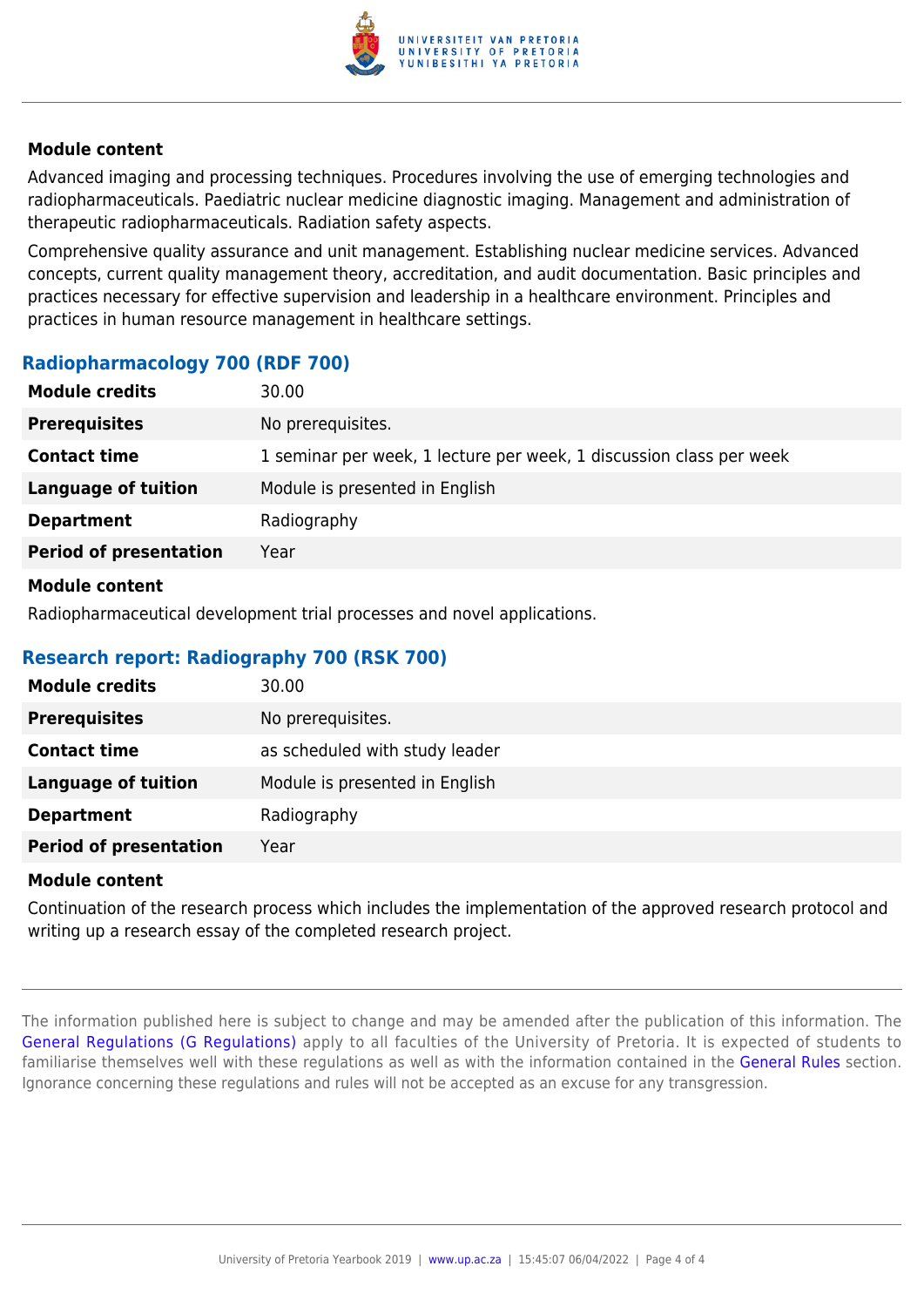**Module content**

Advanced imaging and processing techniques. Procedures involving the use of emerging technologies and radiopharmaceuticals. Paediatric nuclear medicine diagnostic imaging. Management and administration of therapeutic radiopharmaceuticals. Radiation safety aspects.

Comprehensive quality assurance and unit management. Establishing nuclear medicine services. Advanced concepts, current quality management theory, accreditation, and audit documentation. Basic principles and practices necessary for effective supervision and leadership in a healthcare environment. Principles and practices in human resource management in healthcare settings.

## Radiopharmacology 700 (RDF 700)

| | |
|---|---|
| **Module credits** | 30.00 |
| **Prerequisites** | No prerequisites. |
| **Contact time** | 1 seminar per week, 1 lecture per week, 1 discussion class per week |
| **Language of tuition** | Module is presented in English |
| **Department** | Radiography |
| **Period of presentation** | Year |

**Module content**

Radiopharmaceutical development trial processes and novel applications.

## Research report: Radiography 700 (RSK 700)

| | |
|---|---|
| **Module credits** | 30.00 |
| **Prerequisites** | No prerequisites. |
| **Contact time** | as scheduled with study leader |
| **Language of tuition** | Module is presented in English |
| **Department** | Radiography |
| **Period of presentation** | Year |

**Module content**

Continuation of the research process which includes the implementation of the approved research protocol and writing up a research essay of the completed research project.

The information published here is subject to change and may be amended after the publication of this information. The General Regulations (G Regulations) apply to all faculties of the University of Pretoria. It is expected of students to familiarise themselves well with these regulations as well as with the information contained in the General Rules section. Ignorance concerning these regulations and rules will not be accepted as an excuse for any transgression.